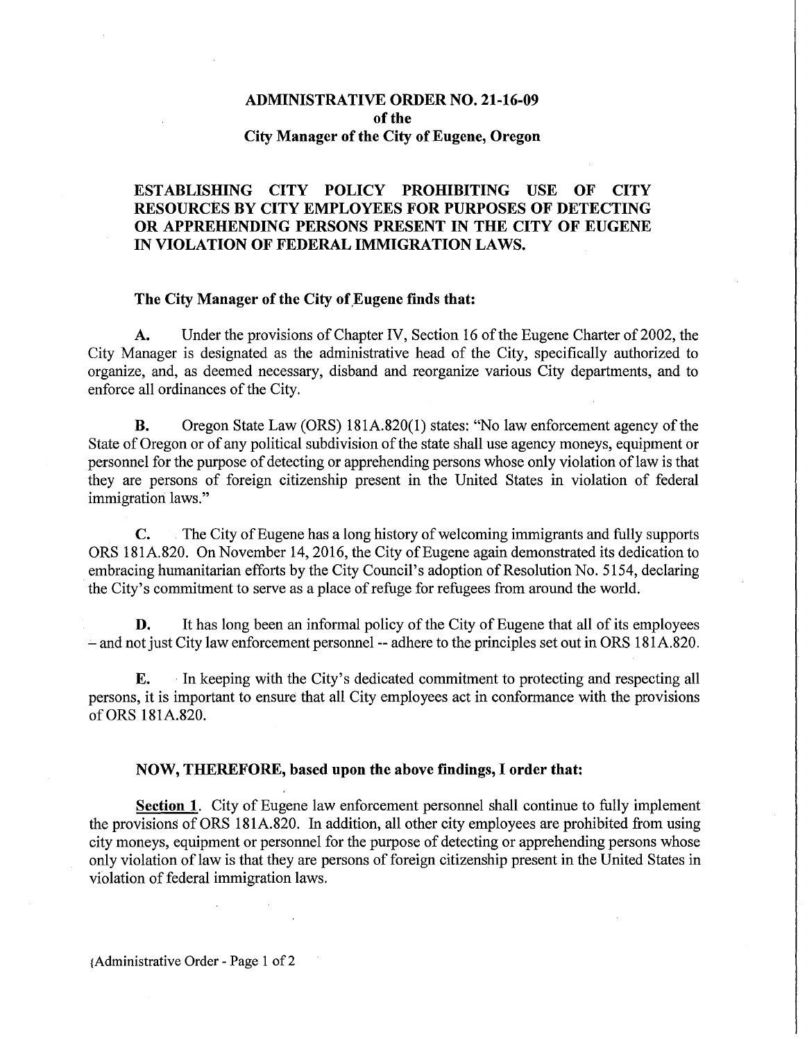# ADMINISTRATIVE ORDER NO. 21-16-09
## of the
## City Manager of the City of Eugene, Oregon

## ESTABLISHING CITY POLICY PROHIBITING USE OF CITY RESOURCES BY CITY EMPLOYEES FOR PURPOSES OF DETECTING OR APPREHENDING PERSONS PRESENT IN THE CITY OF EUGENE IN VIOLATION OF FEDERAL IMMIGRATION LAWS.

**The City Manager of the City of Eugene finds that:**

**A.** Under the provisions of Chapter IV, Section 16 of the Eugene Charter of 2002, the City Manager is designated as the administrative head of the City, specifically authorized to organize, and, as deemed necessary, disband and reorganize various City departments, and to enforce all ordinances of the City.

**B.** Oregon State Law (ORS) 181A.820(1) states: "No law enforcement agency of the State of Oregon or of any political subdivision of the state shall use agency moneys, equipment or personnel for the purpose of detecting or apprehending persons whose only violation of law is that they are persons of foreign citizenship present in the United States in violation of federal immigration laws."

**C.** The City of Eugene has a long history of welcoming immigrants and fully supports ORS 181A.820. On November 14, 2016, the City of Eugene again demonstrated its dedication to embracing humanitarian efforts by the City Council's adoption of Resolution No. 5154, declaring the City's commitment to serve as a place of refuge for refugees from around the world.

**D.** It has long been an informal policy of the City of Eugene that all of its employees – and not just City law enforcement personnel -- adhere to the principles set out in ORS 181A.820.

**E.** In keeping with the City's dedicated commitment to protecting and respecting all persons, it is important to ensure that all City employees act in conformance with the provisions of ORS 181A.820.

**NOW, THEREFORE, based upon the above findings, I order that:**

**<u>Section 1</u>.** City of Eugene law enforcement personnel shall continue to fully implement the provisions of ORS 181A.820. In addition, all other city employees are prohibited from using city moneys, equipment or personnel for the purpose of detecting or apprehending persons whose only violation of law is that they are persons of foreign citizenship present in the United States in violation of federal immigration laws.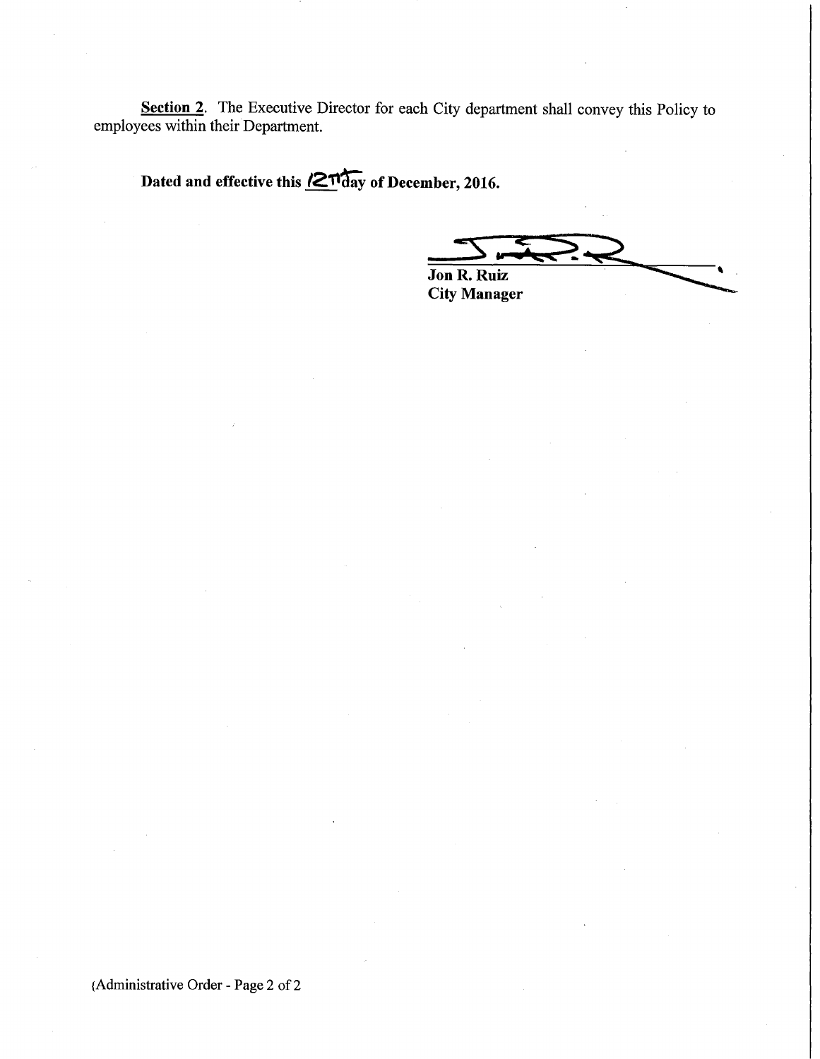**Section 2**. The Executive Director for each City department shall convey this Policy to employees within their Department.

**Dated and effective this 12th day of December, 2016.**

**Jon R. Ruiz**
**City Manager**

{Administrative Order - Page 2 of 2